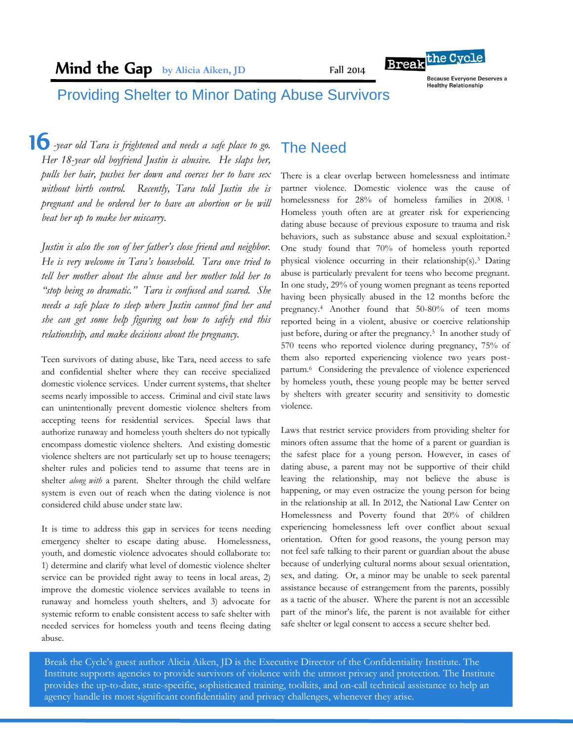# Mind the Gap

by Alicia Aiken, JD

Fall 2014

Break the Cycle

Because Everyone Deserves a Healthy Relationship

## Providing Shelter to Minor Dating Abuse Survivors

*16-year old Tara is frightened and needs a safe place to go. Her 18-year old boyfriend Justin is abusive. He slaps her, pulls her hair, pushes her down and coerces her to have sex without birth control. Recently, Tara told Justin she is pregnant and he ordered her to have an abortion or he will beat her up to make her miscarry.*

*Justin is also the son of her father's close friend and neighbor. He is very welcome in Tara's household. Tara once tried to tell her mother about the abuse and her mother told her to "stop being so dramatic." Tara is confused and scared. She needs a safe place to sleep where Justin cannot find her and she can get some help figuring out how to safely end this relationship, and make decisions about the pregnancy.*

Teen survivors of dating abuse, like Tara, need access to safe and confidential shelter where they can receive specialized domestic violence services. Under current systems, that shelter seems nearly impossible to access. Criminal and civil state laws can unintentionally prevent domestic violence shelters from accepting teens for residential services. Special laws that authorize runaway and homeless youth shelters do not typically encompass domestic violence shelters. And existing domestic violence shelters are not particularly set up to house teenagers; shelter rules and policies tend to assume that teens are in shelter *along with* a parent. Shelter through the child welfare system is even out of reach when the dating violence is not considered child abuse under state law.

It is time to address this gap in services for teens needing emergency shelter to escape dating abuse. Homelessness, youth, and domestic violence advocates should collaborate to: 1) determine and clarify what level of domestic violence shelter service can be provided right away to teens in local areas, 2) improve the domestic violence services available to teens in runaway and homeless youth shelters, and 3) advocate for systemic reform to enable consistent access to safe shelter with needed services for homeless youth and teens fleeing dating abuse.

## The Need

There is a clear overlap between homelessness and intimate partner violence. Domestic violence was the cause of homelessness for 28% of homeless families in 2008. [1] Homeless youth often are at greater risk for experiencing dating abuse because of previous exposure to trauma and risk behaviors, such as substance abuse and sexual exploitation.[2] One study found that 70% of homeless youth reported physical violence occurring in their relationship(s).[3] Dating abuse is particularly prevalent for teens who become pregnant. In one study, 29% of young women pregnant as teens reported having been physically abused in the 12 months before the pregnancy.[4] Another found that 50-80% of teen moms reported being in a violent, abusive or coercive relationship just before, during or after the pregnancy.[5] In another study of 570 teens who reported violence during pregnancy, 75% of them also reported experiencing violence two years post-partum.[6] Considering the prevalence of violence experienced by homeless youth, these young people may be better served by shelters with greater security and sensitivity to domestic violence.

Laws that restrict service providers from providing shelter for minors often assume that the home of a parent or guardian is the safest place for a young person. However, in cases of dating abuse, a parent may not be supportive of their child leaving the relationship, may not believe the abuse is happening, or may even ostracize the young person for being in the relationship at all. In 2012, the National Law Center on Homelessness and Poverty found that 20% of children experiencing homelessness left over conflict about sexual orientation. Often for good reasons, the young person may not feel safe talking to their parent or guardian about the abuse because of underlying cultural norms about sexual orientation, sex, and dating. Or, a minor may be unable to seek parental assistance because of estrangement from the parents, possibly as a tactic of the abuser. Where the parent is not an accessible part of the minor's life, the parent is not available for either safe shelter or legal consent to access a secure shelter bed.

Break the Cycle's guest author Alicia Aiken, JD is the Executive Director of the Confidentiality Institute. The Institute supports agencies to provide survivors of violence with the utmost privacy and protection. The Institute provides the up-to-date, state-specific, sophisticated training, toolkits, and on-call technical assistance to help an agency handle its most significant confidentiality and privacy challenges, whenever they arise.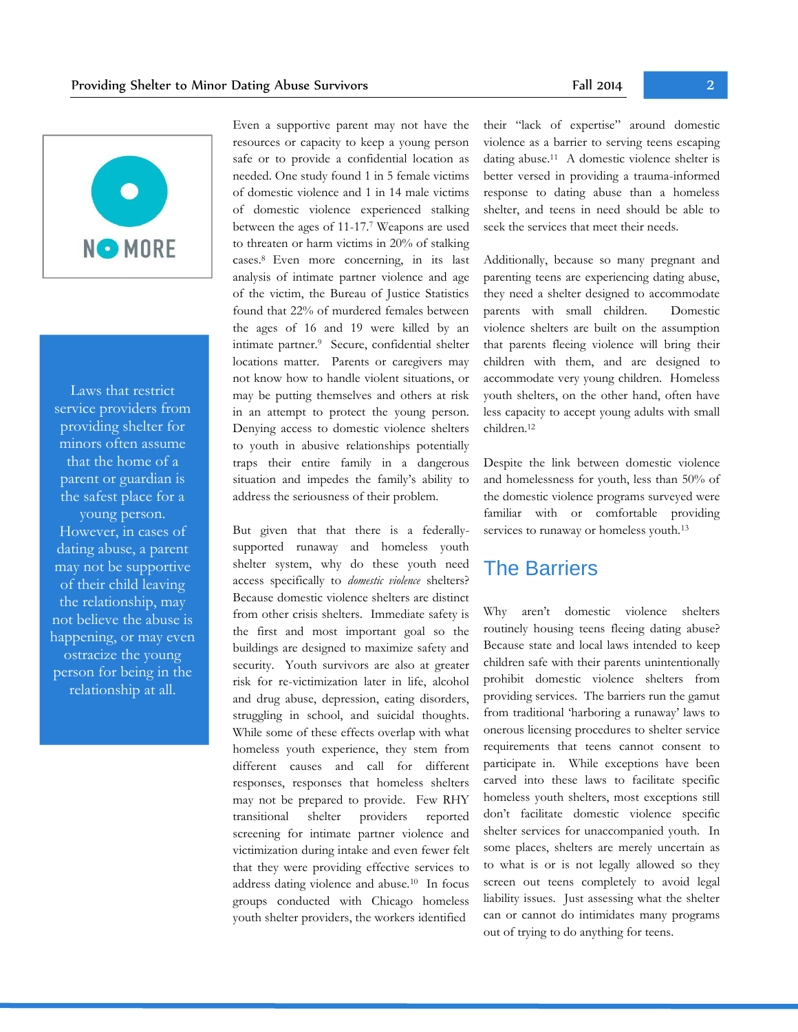NO MORE

Laws that restrict service providers from providing shelter for minors often assume that the home of a parent or guardian is the safest place for a young person. However, in cases of dating abuse, a parent may not be supportive of their child leaving the relationship, may not believe the abuse is happening, or may even ostracize the young person for being in the relationship at all.

Even a supportive parent may not have the resources or capacity to keep a young person safe or to provide a confidential location as needed. One study found 1 in 5 female victims of domestic violence and 1 in 14 male victims of domestic violence experienced stalking between the ages of 11-17.[7] Weapons are used to threaten or harm victims in 20% of stalking cases.[8] Even more concerning, in its last analysis of intimate partner violence and age of the victim, the Bureau of Justice Statistics found that 22% of murdered females between the ages of 16 and 19 were killed by an intimate partner.[9] Secure, confidential shelter locations matter. Parents or caregivers may not know how to handle violent situations, or may be putting themselves and others at risk in an attempt to protect the young person. Denying access to domestic violence shelters to youth in abusive relationships potentially traps their entire family in a dangerous situation and impedes the family's ability to address the seriousness of their problem.

But given that that there is a federally-supported runaway and homeless youth shelter system, why do these youth need access specifically to *domestic violence* shelters? Because domestic violence shelters are distinct from other crisis shelters. Immediate safety is the first and most important goal so the buildings are designed to maximize safety and security. Youth survivors are also at greater risk for re-victimization later in life, alcohol and drug abuse, depression, eating disorders, struggling in school, and suicidal thoughts. While some of these effects overlap with what homeless youth experience, they stem from different causes and call for different responses, responses that homeless shelters may not be prepared to provide. Few RHY transitional shelter providers reported screening for intimate partner violence and victimization during intake and even fewer felt that they were providing effective services to address dating violence and abuse.[10] In focus groups conducted with Chicago homeless youth shelter providers, the workers identified their "lack of expertise" around domestic violence as a barrier to serving teens escaping dating abuse.[11] A domestic violence shelter is better versed in providing a trauma-informed response to dating abuse than a homeless shelter, and teens in need should be able to seek the services that meet their needs.

Additionally, because so many pregnant and parenting teens are experiencing dating abuse, they need a shelter designed to accommodate parents with small children. Domestic violence shelters are built on the assumption that parents fleeing violence will bring their children with them, and are designed to accommodate very young children. Homeless youth shelters, on the other hand, often have less capacity to accept young adults with small children.[12]

Despite the link between domestic violence and homelessness for youth, less than 50% of the domestic violence programs surveyed were familiar with or comfortable providing services to runaway or homeless youth.[13]

## The Barriers

Why aren't domestic violence shelters routinely housing teens fleeing dating abuse? Because state and local laws intended to keep children safe with their parents unintentionally prohibit domestic violence shelters from providing services. The barriers run the gamut from traditional 'harboring a runaway' laws to onerous licensing procedures to shelter service requirements that teens cannot consent to participate in. While exceptions have been carved into these laws to facilitate specific homeless youth shelters, most exceptions still don't facilitate domestic violence specific shelter services for unaccompanied youth. In some places, shelters are merely uncertain as to what is or is not legally allowed so they screen out teens completely to avoid legal liability issues. Just assessing what the shelter can or cannot do intimidates many programs out of trying to do anything for teens.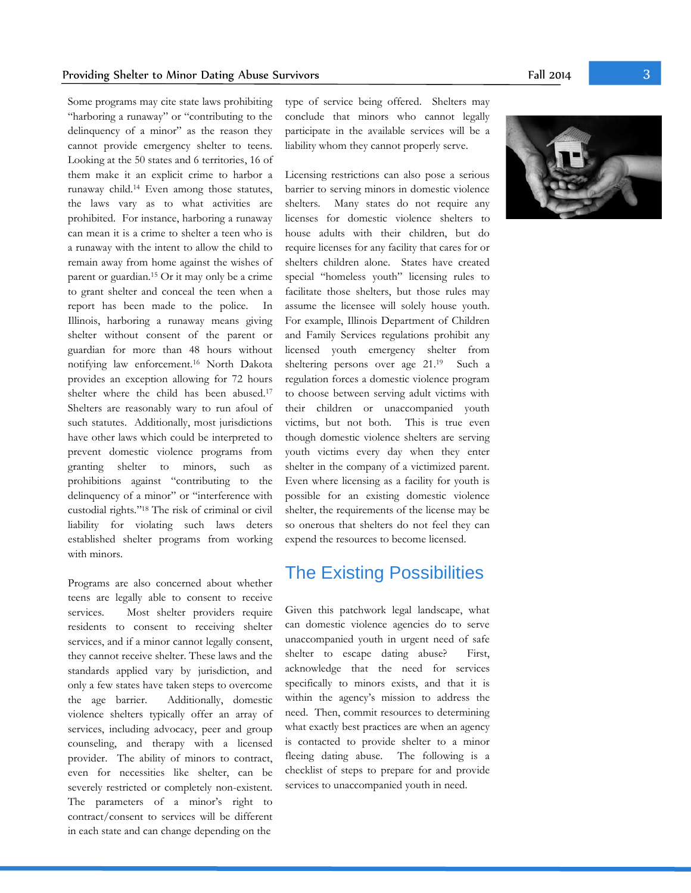Some programs may cite state laws prohibiting "harboring a runaway" or "contributing to the delinquency of a minor" as the reason they cannot provide emergency shelter to teens. Looking at the 50 states and 6 territories, 16 of them make it an explicit crime to harbor a runaway child.[14] Even among those statutes, the laws vary as to what activities are prohibited. For instance, harboring a runaway can mean it is a crime to shelter a teen who is a runaway with the intent to allow the child to remain away from home against the wishes of parent or guardian.[15] Or it may only be a crime to grant shelter and conceal the teen when a report has been made to the police. In Illinois, harboring a runaway means giving shelter without consent of the parent or guardian for more than 48 hours without notifying law enforcement.[16] North Dakota provides an exception allowing for 72 hours shelter where the child has been abused.[17] Shelters are reasonably wary to run afoul of such statutes. Additionally, most jurisdictions have other laws which could be interpreted to prevent domestic violence programs from granting shelter to minors, such as prohibitions against "contributing to the delinquency of a minor" or "interference with custodial rights."[18] The risk of criminal or civil liability for violating such laws deters established shelter programs from working with minors.

Programs are also concerned about whether teens are legally able to consent to receive services. Most shelter providers require residents to consent to receiving shelter services, and if a minor cannot legally consent, they cannot receive shelter. These laws and the standards applied vary by jurisdiction, and only a few states have taken steps to overcome the age barrier. Additionally, domestic violence shelters typically offer an array of services, including advocacy, peer and group counseling, and therapy with a licensed provider. The ability of minors to contract, even for necessities like shelter, can be severely restricted or completely non-existent. The parameters of a minor's right to contract/consent to services will be different in each state and can change depending on the type of service being offered. Shelters may conclude that minors who cannot legally participate in the available services will be a liability whom they cannot properly serve.

Licensing restrictions can also pose a serious barrier to serving minors in domestic violence shelters. Many states do not require any licenses for domestic violence shelters to house adults with their children, but do require licenses for any facility that cares for or shelters children alone. States have created special "homeless youth" licensing rules to facilitate those shelters, but those rules may assume the licensee will solely house youth. For example, Illinois Department of Children and Family Services regulations prohibit any licensed youth emergency shelter from sheltering persons over age 21.[19] Such a regulation forces a domestic violence program to choose between serving adult victims with their children or unaccompanied youth victims, but not both. This is true even though domestic violence shelters are serving youth victims every day when they enter shelter in the company of a victimized parent. Even where licensing as a facility for youth is possible for an existing domestic violence shelter, the requirements of the license may be so onerous that shelters do not feel they can expend the resources to become licensed.

## The Existing Possibilities

Given this patchwork legal landscape, what can domestic violence agencies do to serve unaccompanied youth in urgent need of safe shelter to escape dating abuse? First, acknowledge that the need for services specifically to minors exists, and that it is within the agency's mission to address the need. Then, commit resources to determining what exactly best practices are when an agency is contacted to provide shelter to a minor fleeing dating abuse. The following is a checklist of steps to prepare for and provide services to unaccompanied youth in need.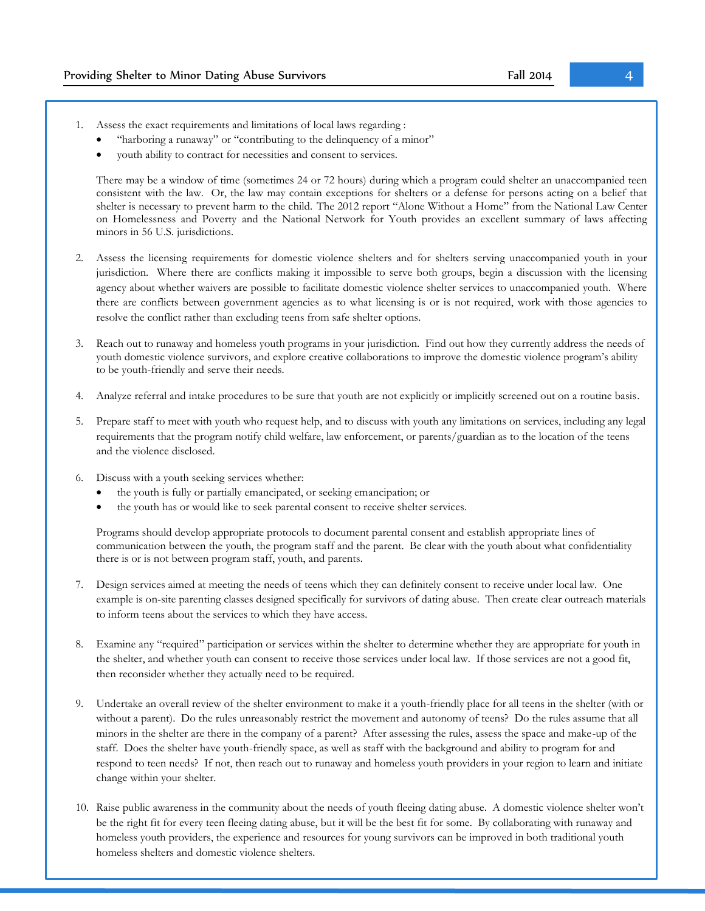1. Assess the exact requirements and limitations of local laws regarding :
   - "harboring a runaway" or "contributing to the delinquency of a minor"
   - youth ability to contract for necessities and consent to services.

   There may be a window of time (sometimes 24 or 72 hours) during which a program could shelter an unaccompanied teen consistent with the law. Or, the law may contain exceptions for shelters or a defense for persons acting on a belief that shelter is necessary to prevent harm to the child. The 2012 report "Alone Without a Home" from the National Law Center on Homelessness and Poverty and the National Network for Youth provides an excellent summary of laws affecting minors in 56 U.S. jurisdictions.

2. Assess the licensing requirements for domestic violence shelters and for shelters serving unaccompanied youth in your jurisdiction. Where there are conflicts making it impossible to serve both groups, begin a discussion with the licensing agency about whether waivers are possible to facilitate domestic violence shelter services to unaccompanied youth. Where there are conflicts between government agencies as to what licensing is or is not required, work with those agencies to resolve the conflict rather than excluding teens from safe shelter options.

3. Reach out to runaway and homeless youth programs in your jurisdiction. Find out how they currently address the needs of youth domestic violence survivors, and explore creative collaborations to improve the domestic violence program's ability to be youth-friendly and serve their needs.

4. Analyze referral and intake procedures to be sure that youth are not explicitly or implicitly screened out on a routine basis.

5. Prepare staff to meet with youth who request help, and to discuss with youth any limitations on services, including any legal requirements that the program notify child welfare, law enforcement, or parents/guardian as to the location of the teens and the violence disclosed.

6. Discuss with a youth seeking services whether:
   - the youth is fully or partially emancipated, or seeking emancipation; or
   - the youth has or would like to seek parental consent to receive shelter services.

   Programs should develop appropriate protocols to document parental consent and establish appropriate lines of communication between the youth, the program staff and the parent. Be clear with the youth about what confidentiality there is or is not between program staff, youth, and parents.

7. Design services aimed at meeting the needs of teens which they can definitely consent to receive under local law. One example is on-site parenting classes designed specifically for survivors of dating abuse. Then create clear outreach materials to inform teens about the services to which they have access.

8. Examine any "required" participation or services within the shelter to determine whether they are appropriate for youth in the shelter, and whether youth can consent to receive those services under local law. If those services are not a good fit, then reconsider whether they actually need to be required.

9. Undertake an overall review of the shelter environment to make it a youth-friendly place for all teens in the shelter (with or without a parent). Do the rules unreasonably restrict the movement and autonomy of teens? Do the rules assume that all minors in the shelter are there in the company of a parent? After assessing the rules, assess the space and make-up of the staff. Does the shelter have youth-friendly space, as well as staff with the background and ability to program for and respond to teen needs? If not, then reach out to runaway and homeless youth providers in your region to learn and initiate change within your shelter.

10. Raise public awareness in the community about the needs of youth fleeing dating abuse. A domestic violence shelter won't be the right fit for every teen fleeing dating abuse, but it will be the best fit for some. By collaborating with runaway and homeless youth providers, the experience and resources for young survivors can be improved in both traditional youth homeless shelters and domestic violence shelters.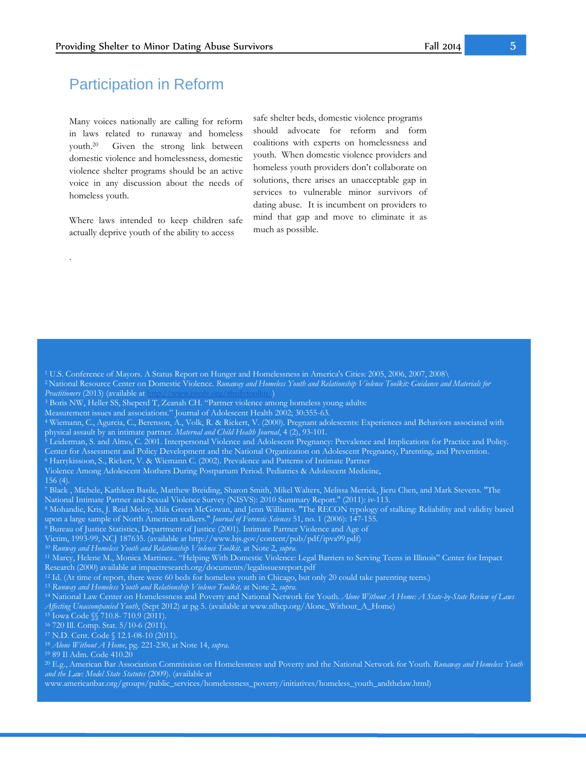## Participation in Reform

Many voices nationally are calling for reform in laws related to runaway and homeless youth.[20] Given the strong link between domestic violence and homelessness, domestic violence shelter programs should be an active voice in any discussion about the needs of homeless youth.

Where laws intended to keep children safe actually deprive youth of the ability to access safe shelter beds, domestic violence programs should advocate for reform and form coalitions with experts on homelessness and youth. When domestic violence providers and homeless youth providers don't collaborate on solutions, there arises an unacceptable gap in services to vulnerable minor survivors of dating abuse. It is incumbent on providers to mind that gap and move to eliminate it as much as possible.

.

[1] U.S. Conference of Mayors. A Status Report on Hunger and Homelessness in America's Cities: 2005, 2006, 2007, 2008\

[2] National Resource Center on Domestic Violence. *Runaway and Homeless Youth and Relationship Violence Toolkit: Guidance and Materials for Practitioners* (2013) (available at http://www.nrcdv.org/rhydvtoolkit/)

[3] Boris NW, Heller SS, Sheperd T, Zeanah CH. "Partner violence among homeless young adults: Measurement issues and associations." Journal of Adolescent Health 2002; 30:355-63.

[4] Wiemann, C., Agurcia, C., Berenson, A., Volk, R. & Rickert, V. (2000). Pregnant adolescents: Experiences and Behaviors associated with physical assault by an intimate partner. *Maternal and Child Health Journal*, 4 (2), 93-101.

[5] Leiderman, S. and Almo, C. 2001. Interpersonal Violence and Adolescent Pregnancy: Prevalence and Implications for Practice and Policy. Center for Assessment and Policy Development and the National Organization on Adolescent Pregnancy, Parenting, and Prevention.

[6] Harrykissoon, S., Rickert, V. & Wiemann C. (2002). Prevalence and Patterns of Intimate Partner Violence Among Adolescent Mothers During Postpartum Period. Pediatrics & Adolescent Medicine, 156 (4).

[7] Black , Michele, Kathleen Basile, Matthew Breiding, Sharon Smith, Mikel Walters, Melissa Merrick, Jieru Chen, and Mark Stevens. "The National Intimate Partner and Sexual Violence Survey (NISVS): 2010 Summary Report." (2011): iv-113.

[8] Mohandie, Kris, J. Reid Meloy, Mila Green McGowan, and Jenn Williams. "The RECON typology of stalking: Reliability and validity based upon a large sample of North American stalkers." *Journal of Forensic Sciences* 51, no. 1 (2006): 147-155.

[9] Bureau of Justice Statistics, Department of Justice (2001). Intimate Partner Violence and Age of Victim, 1993-99, NCJ 187635. (available at http://www.bjs.gov/content/pub/pdf/ipva99.pdf)

[10] *Runway and Homeless Youth and Relationship Violence Toolkit,* at Note 2, *supra.*

[11] Marcy, Helene M., Monica Martinez.. "Helping With Domestic Violence: Legal Barriers to Serving Teens in Illinois" Center for Impact Research (2000) available at impactresearch.org/documents/legalissuesreport.pdf

[12] Id. (At time of report, there were 60 beds for homeless youth in Chicago, but only 20 could take parenting teens.)

[13] *Runway and Homeless Youth and Relationship Violence Toolkit,* at Note 2, *supra.*

[14] National Law Center on Homelessness and Poverty and National Network for Youth. *Alone Without A Home: A State-by-State Review of Laws Affecting Unaccompanied Youth*, (Sept 2012) at pg 5. (available at www.nlhcp.org/Alone_Without_A_Home)

[15] Iowa Code §§ 710.8- 710.9 (2011).

[16] 720 Ill. Comp. Stat. 5/10-6 (2011).

[17] N.D. Cent. Code § 12.1-08-10 (2011).

[18] *Alone Without A Home*, pg. 221-230, at Note 14, *supra.*

[19] 89 Il Adm. Code 410.20

[20] E.g., American Bar Association Commission on Homelessness and Poverty and the National Network for Youth. *Runaway and Homeless Youth and the Law: Model State Statutes* (2009). (available at www.americanbar.org/groups/public_services/homelessness_poverty/initiatives/homeless_youth_andthelaw.html)